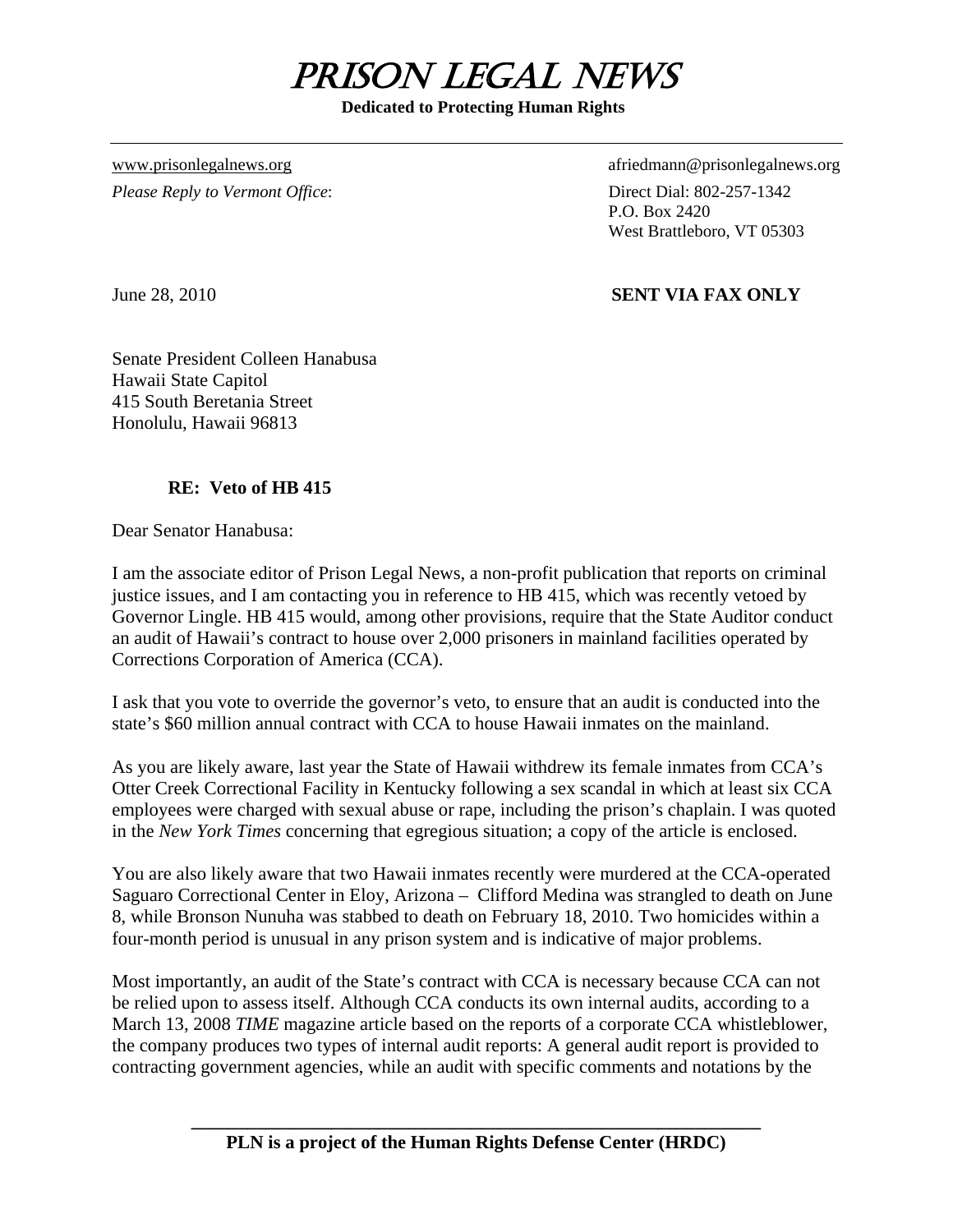# PRISON LEGAL NEWS

**Dedicated to Protecting Human Rights**

www.prisonlegalnews.org | afriedmann@prisonlegalnews.org

*Please Reply to Vermont Office*:

Direct Dial: 802-257-1342
P.O. Box 2420
West Brattleboro, VT 05303

June 28, 2010 **SENT VIA FAX ONLY**

Senate President Colleen Hanabusa
Hawaii State Capitol
415 South Beretania Street
Honolulu, Hawaii 96813

**RE: Veto of HB 415**

Dear Senator Hanabusa:

I am the associate editor of Prison Legal News, a non-profit publication that reports on criminal justice issues, and I am contacting you in reference to HB 415, which was recently vetoed by Governor Lingle. HB 415 would, among other provisions, require that the State Auditor conduct an audit of Hawaii's contract to house over 2,000 prisoners in mainland facilities operated by Corrections Corporation of America (CCA).

I ask that you vote to override the governor's veto, to ensure that an audit is conducted into the state's $60 million annual contract with CCA to house Hawaii inmates on the mainland.

As you are likely aware, last year the State of Hawaii withdrew its female inmates from CCA's Otter Creek Correctional Facility in Kentucky following a sex scandal in which at least six CCA employees were charged with sexual abuse or rape, including the prison's chaplain. I was quoted in the *New York Times* concerning that egregious situation; a copy of the article is enclosed.

You are also likely aware that two Hawaii inmates recently were murdered at the CCA-operated Saguaro Correctional Center in Eloy, Arizona – Clifford Medina was strangled to death on June 8, while Bronson Nunuha was stabbed to death on February 18, 2010. Two homicides within a four-month period is unusual in any prison system and is indicative of major problems.

Most importantly, an audit of the State's contract with CCA is necessary because CCA can not be relied upon to assess itself. Although CCA conducts its own internal audits, according to a March 13, 2008 *TIME* magazine article based on the reports of a corporate CCA whistleblower, the company produces two types of internal audit reports: A general audit report is provided to contracting government agencies, while an audit with specific comments and notations by the

**PLN is a project of the Human Rights Defense Center (HRDC)**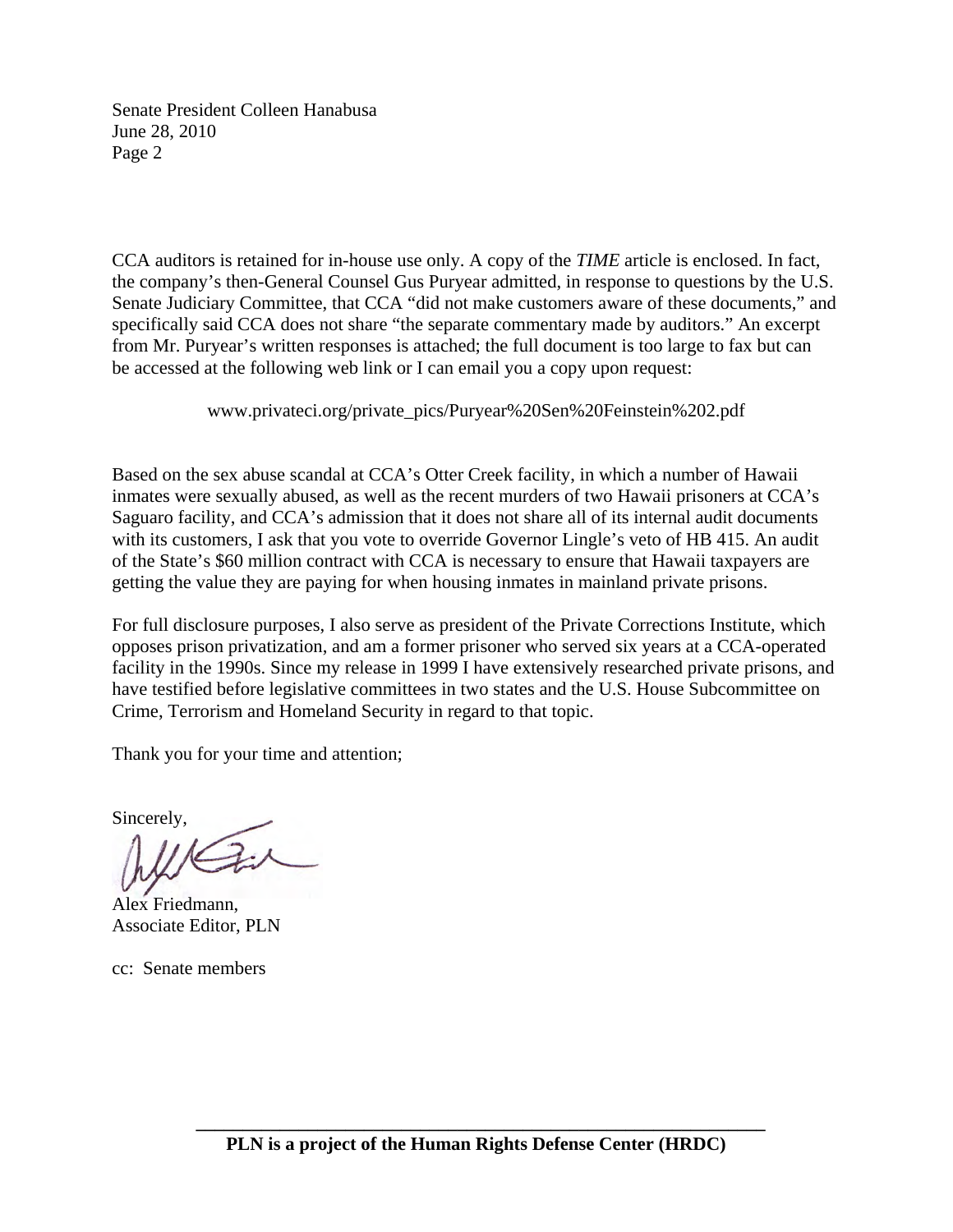CCA auditors is retained for in-house use only. A copy of the *TIME* article is enclosed. In fact, the company's then-General Counsel Gus Puryear admitted, in response to questions by the U.S. Senate Judiciary Committee, that CCA "did not make customers aware of these documents," and specifically said CCA does not share "the separate commentary made by auditors." An excerpt from Mr. Puryear's written responses is attached; the full document is too large to fax but can be accessed at the following web link or I can email you a copy upon request:

www.privateci.org/private_pics/Puryear%20Sen%20Feinstein%202.pdf

Based on the sex abuse scandal at CCA's Otter Creek facility, in which a number of Hawaii inmates were sexually abused, as well as the recent murders of two Hawaii prisoners at CCA's Saguaro facility, and CCA's admission that it does not share all of its internal audit documents with its customers, I ask that you vote to override Governor Lingle's veto of HB 415. An audit of the State's $60 million contract with CCA is necessary to ensure that Hawaii taxpayers are getting the value they are paying for when housing inmates in mainland private prisons.

For full disclosure purposes, I also serve as president of the Private Corrections Institute, which opposes prison privatization, and am a former prisoner who served six years at a CCA-operated facility in the 1990s. Since my release in 1999 I have extensively researched private prisons, and have testified before legislative committees in two states and the U.S. House Subcommittee on Crime, Terrorism and Homeland Security in regard to that topic.

Thank you for your time and attention;

Sincerely,

Alex Friedmann,
Associate Editor, PLN

cc: Senate members

**PLN is a project of the Human Rights Defense Center (HRDC)**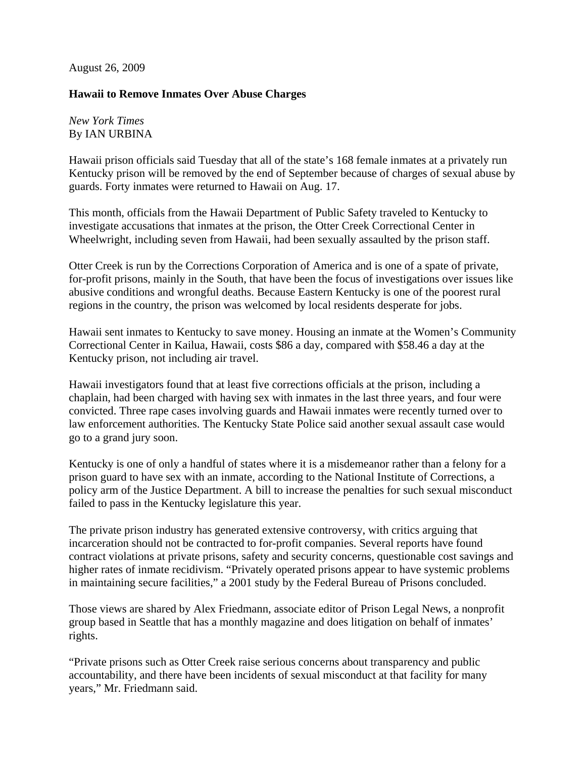August 26, 2009

**Hawaii to Remove Inmates Over Abuse Charges**

*New York Times*
By IAN URBINA

Hawaii prison officials said Tuesday that all of the state's 168 female inmates at a privately run Kentucky prison will be removed by the end of September because of charges of sexual abuse by guards. Forty inmates were returned to Hawaii on Aug. 17.

This month, officials from the Hawaii Department of Public Safety traveled to Kentucky to investigate accusations that inmates at the prison, the Otter Creek Correctional Center in Wheelwright, including seven from Hawaii, had been sexually assaulted by the prison staff.

Otter Creek is run by the Corrections Corporation of America and is one of a spate of private, for-profit prisons, mainly in the South, that have been the focus of investigations over issues like abusive conditions and wrongful deaths. Because Eastern Kentucky is one of the poorest rural regions in the country, the prison was welcomed by local residents desperate for jobs.

Hawaii sent inmates to Kentucky to save money. Housing an inmate at the Women's Community Correctional Center in Kailua, Hawaii, costs $86 a day, compared with $58.46 a day at the Kentucky prison, not including air travel.

Hawaii investigators found that at least five corrections officials at the prison, including a chaplain, had been charged with having sex with inmates in the last three years, and four were convicted. Three rape cases involving guards and Hawaii inmates were recently turned over to law enforcement authorities. The Kentucky State Police said another sexual assault case would go to a grand jury soon.

Kentucky is one of only a handful of states where it is a misdemeanor rather than a felony for a prison guard to have sex with an inmate, according to the National Institute of Corrections, a policy arm of the Justice Department. A bill to increase the penalties for such sexual misconduct failed to pass in the Kentucky legislature this year.

The private prison industry has generated extensive controversy, with critics arguing that incarceration should not be contracted to for-profit companies. Several reports have found contract violations at private prisons, safety and security concerns, questionable cost savings and higher rates of inmate recidivism. "Privately operated prisons appear to have systemic problems in maintaining secure facilities," a 2001 study by the Federal Bureau of Prisons concluded.

Those views are shared by Alex Friedmann, associate editor of Prison Legal News, a nonprofit group based in Seattle that has a monthly magazine and does litigation on behalf of inmates' rights.

"Private prisons such as Otter Creek raise serious concerns about transparency and public accountability, and there have been incidents of sexual misconduct at that facility for many years," Mr. Friedmann said.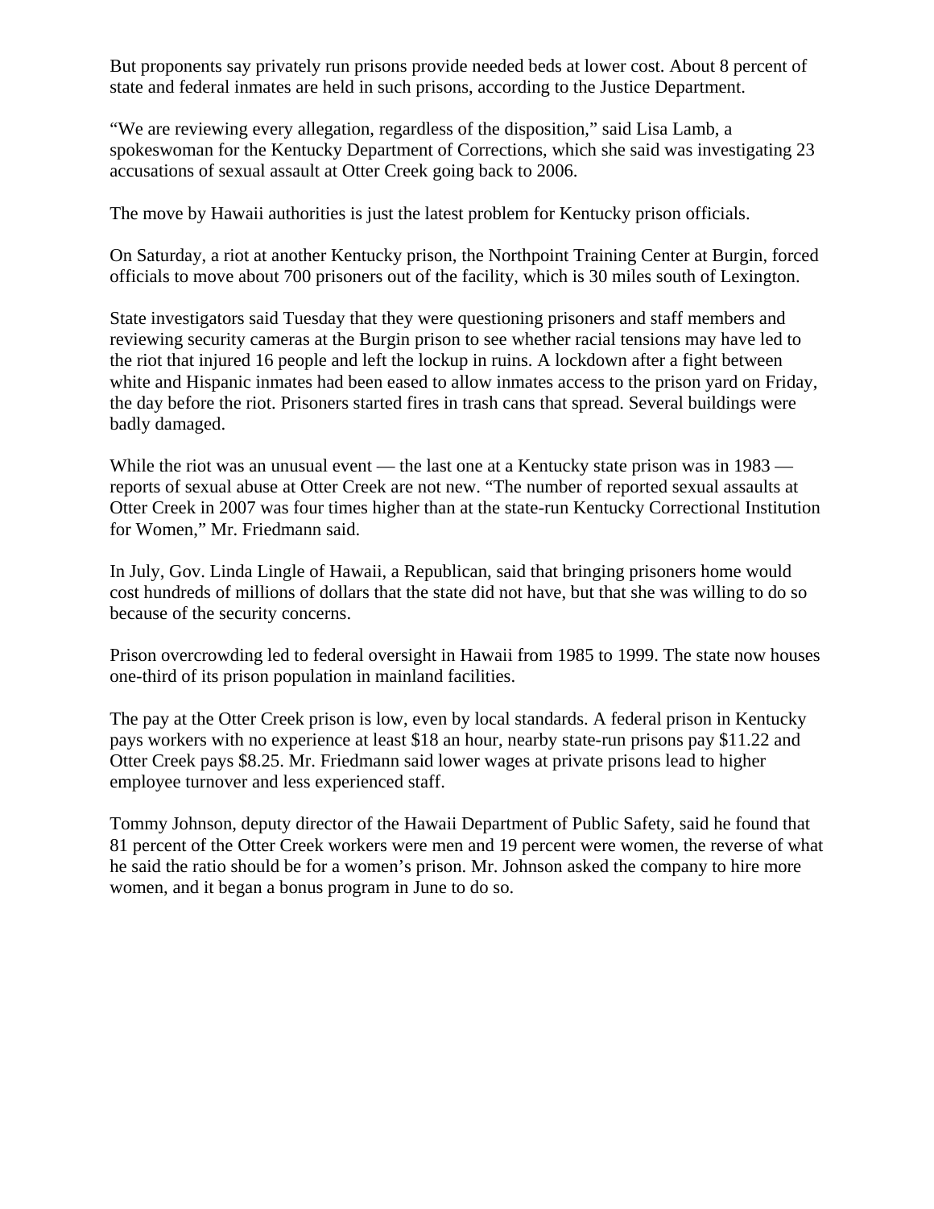But proponents say privately run prisons provide needed beds at lower cost. About 8 percent of state and federal inmates are held in such prisons, according to the Justice Department.

“We are reviewing every allegation, regardless of the disposition,” said Lisa Lamb, a spokeswoman for the Kentucky Department of Corrections, which she said was investigating 23 accusations of sexual assault at Otter Creek going back to 2006.

The move by Hawaii authorities is just the latest problem for Kentucky prison officials.

On Saturday, a riot at another Kentucky prison, the Northpoint Training Center at Burgin, forced officials to move about 700 prisoners out of the facility, which is 30 miles south of Lexington.

State investigators said Tuesday that they were questioning prisoners and staff members and reviewing security cameras at the Burgin prison to see whether racial tensions may have led to the riot that injured 16 people and left the lockup in ruins. A lockdown after a fight between white and Hispanic inmates had been eased to allow inmates access to the prison yard on Friday, the day before the riot. Prisoners started fires in trash cans that spread. Several buildings were badly damaged.

While the riot was an unusual event — the last one at a Kentucky state prison was in 1983 — reports of sexual abuse at Otter Creek are not new. “The number of reported sexual assaults at Otter Creek in 2007 was four times higher than at the state-run Kentucky Correctional Institution for Women,” Mr. Friedmann said.

In July, Gov. Linda Lingle of Hawaii, a Republican, said that bringing prisoners home would cost hundreds of millions of dollars that the state did not have, but that she was willing to do so because of the security concerns.

Prison overcrowding led to federal oversight in Hawaii from 1985 to 1999. The state now houses one-third of its prison population in mainland facilities.

The pay at the Otter Creek prison is low, even by local standards. A federal prison in Kentucky pays workers with no experience at least $18 an hour, nearby state-run prisons pay $11.22 and Otter Creek pays $8.25. Mr. Friedmann said lower wages at private prisons lead to higher employee turnover and less experienced staff.

Tommy Johnson, deputy director of the Hawaii Department of Public Safety, said he found that 81 percent of the Otter Creek workers were men and 19 percent were women, the reverse of what he said the ratio should be for a women’s prison. Mr. Johnson asked the company to hire more women, and it began a bonus program in June to do so.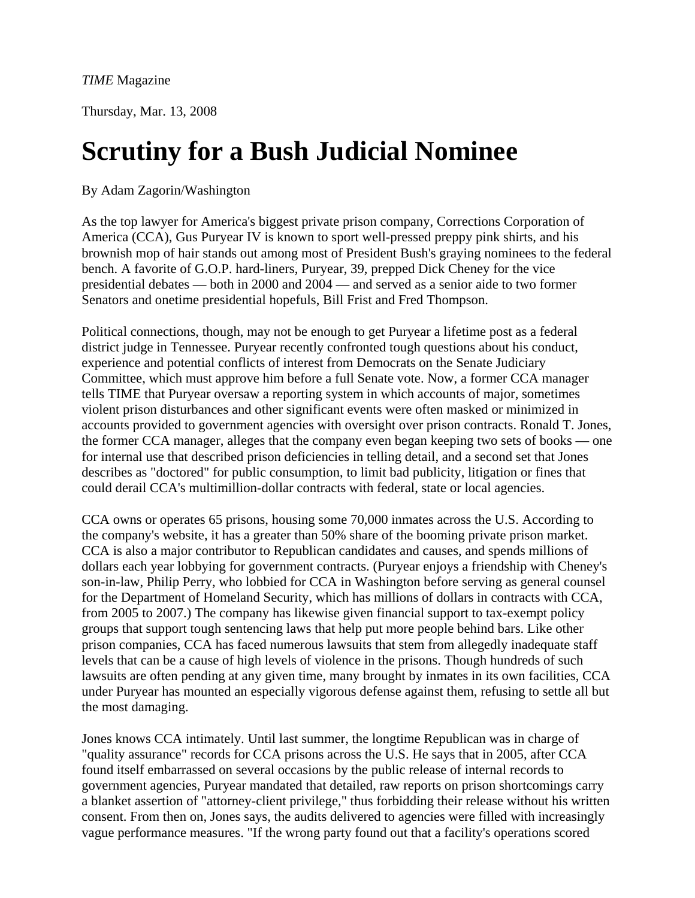*TIME* Magazine

Thursday, Mar. 13, 2008

# Scrutiny for a Bush Judicial Nominee

By Adam Zagorin/Washington

As the top lawyer for America's biggest private prison company, Corrections Corporation of America (CCA), Gus Puryear IV is known to sport well-pressed preppy pink shirts, and his brownish mop of hair stands out among most of President Bush's graying nominees to the federal bench. A favorite of G.O.P. hard-liners, Puryear, 39, prepped Dick Cheney for the vice presidential debates — both in 2000 and 2004 — and served as a senior aide to two former Senators and onetime presidential hopefuls, Bill Frist and Fred Thompson.

Political connections, though, may not be enough to get Puryear a lifetime post as a federal district judge in Tennessee. Puryear recently confronted tough questions about his conduct, experience and potential conflicts of interest from Democrats on the Senate Judiciary Committee, which must approve him before a full Senate vote. Now, a former CCA manager tells TIME that Puryear oversaw a reporting system in which accounts of major, sometimes violent prison disturbances and other significant events were often masked or minimized in accounts provided to government agencies with oversight over prison contracts. Ronald T. Jones, the former CCA manager, alleges that the company even began keeping two sets of books — one for internal use that described prison deficiencies in telling detail, and a second set that Jones describes as "doctored" for public consumption, to limit bad publicity, litigation or fines that could derail CCA's multimillion-dollar contracts with federal, state or local agencies.

CCA owns or operates 65 prisons, housing some 70,000 inmates across the U.S. According to the company's website, it has a greater than 50% share of the booming private prison market. CCA is also a major contributor to Republican candidates and causes, and spends millions of dollars each year lobbying for government contracts. (Puryear enjoys a friendship with Cheney's son-in-law, Philip Perry, who lobbied for CCA in Washington before serving as general counsel for the Department of Homeland Security, which has millions of dollars in contracts with CCA, from 2005 to 2007.) The company has likewise given financial support to tax-exempt policy groups that support tough sentencing laws that help put more people behind bars. Like other prison companies, CCA has faced numerous lawsuits that stem from allegedly inadequate staff levels that can be a cause of high levels of violence in the prisons. Though hundreds of such lawsuits are often pending at any given time, many brought by inmates in its own facilities, CCA under Puryear has mounted an especially vigorous defense against them, refusing to settle all but the most damaging.

Jones knows CCA intimately. Until last summer, the longtime Republican was in charge of "quality assurance" records for CCA prisons across the U.S. He says that in 2005, after CCA found itself embarrassed on several occasions by the public release of internal records to government agencies, Puryear mandated that detailed, raw reports on prison shortcomings carry a blanket assertion of "attorney-client privilege," thus forbidding their release without his written consent. From then on, Jones says, the audits delivered to agencies were filled with increasingly vague performance measures. "If the wrong party found out that a facility's operations scored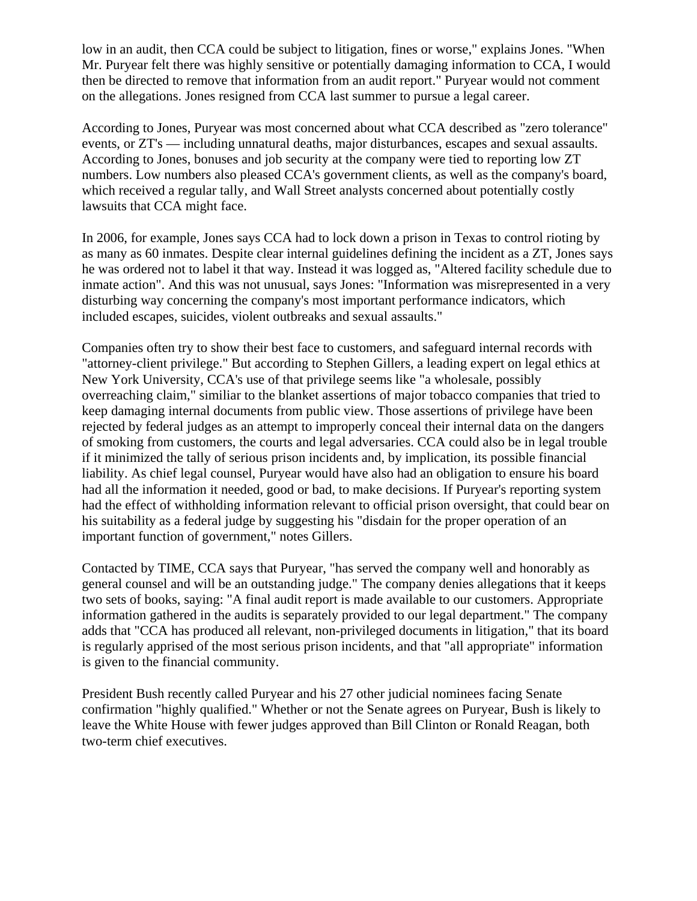low in an audit, then CCA could be subject to litigation, fines or worse," explains Jones. "When Mr. Puryear felt there was highly sensitive or potentially damaging information to CCA, I would then be directed to remove that information from an audit report." Puryear would not comment on the allegations. Jones resigned from CCA last summer to pursue a legal career.

According to Jones, Puryear was most concerned about what CCA described as "zero tolerance" events, or ZT's — including unnatural deaths, major disturbances, escapes and sexual assaults. According to Jones, bonuses and job security at the company were tied to reporting low ZT numbers. Low numbers also pleased CCA's government clients, as well as the company's board, which received a regular tally, and Wall Street analysts concerned about potentially costly lawsuits that CCA might face.

In 2006, for example, Jones says CCA had to lock down a prison in Texas to control rioting by as many as 60 inmates. Despite clear internal guidelines defining the incident as a ZT, Jones says he was ordered not to label it that way. Instead it was logged as, "Altered facility schedule due to inmate action". And this was not unusual, says Jones: "Information was misrepresented in a very disturbing way concerning the company's most important performance indicators, which included escapes, suicides, violent outbreaks and sexual assaults."

Companies often try to show their best face to customers, and safeguard internal records with "attorney-client privilege." But according to Stephen Gillers, a leading expert on legal ethics at New York University, CCA's use of that privilege seems like "a wholesale, possibly overreaching claim," similiar to the blanket assertions of major tobacco companies that tried to keep damaging internal documents from public view. Those assertions of privilege have been rejected by federal judges as an attempt to improperly conceal their internal data on the dangers of smoking from customers, the courts and legal adversaries. CCA could also be in legal trouble if it minimized the tally of serious prison incidents and, by implication, its possible financial liability. As chief legal counsel, Puryear would have also had an obligation to ensure his board had all the information it needed, good or bad, to make decisions. If Puryear's reporting system had the effect of withholding information relevant to official prison oversight, that could bear on his suitability as a federal judge by suggesting his "disdain for the proper operation of an important function of government," notes Gillers.

Contacted by TIME, CCA says that Puryear, "has served the company well and honorably as general counsel and will be an outstanding judge." The company denies allegations that it keeps two sets of books, saying: "A final audit report is made available to our customers. Appropriate information gathered in the audits is separately provided to our legal department." The company adds that "CCA has produced all relevant, non-privileged documents in litigation," that its board is regularly apprised of the most serious prison incidents, and that "all appropriate" information is given to the financial community.

President Bush recently called Puryear and his 27 other judicial nominees facing Senate confirmation "highly qualified." Whether or not the Senate agrees on Puryear, Bush is likely to leave the White House with fewer judges approved than Bill Clinton or Ronald Reagan, both two-term chief executives.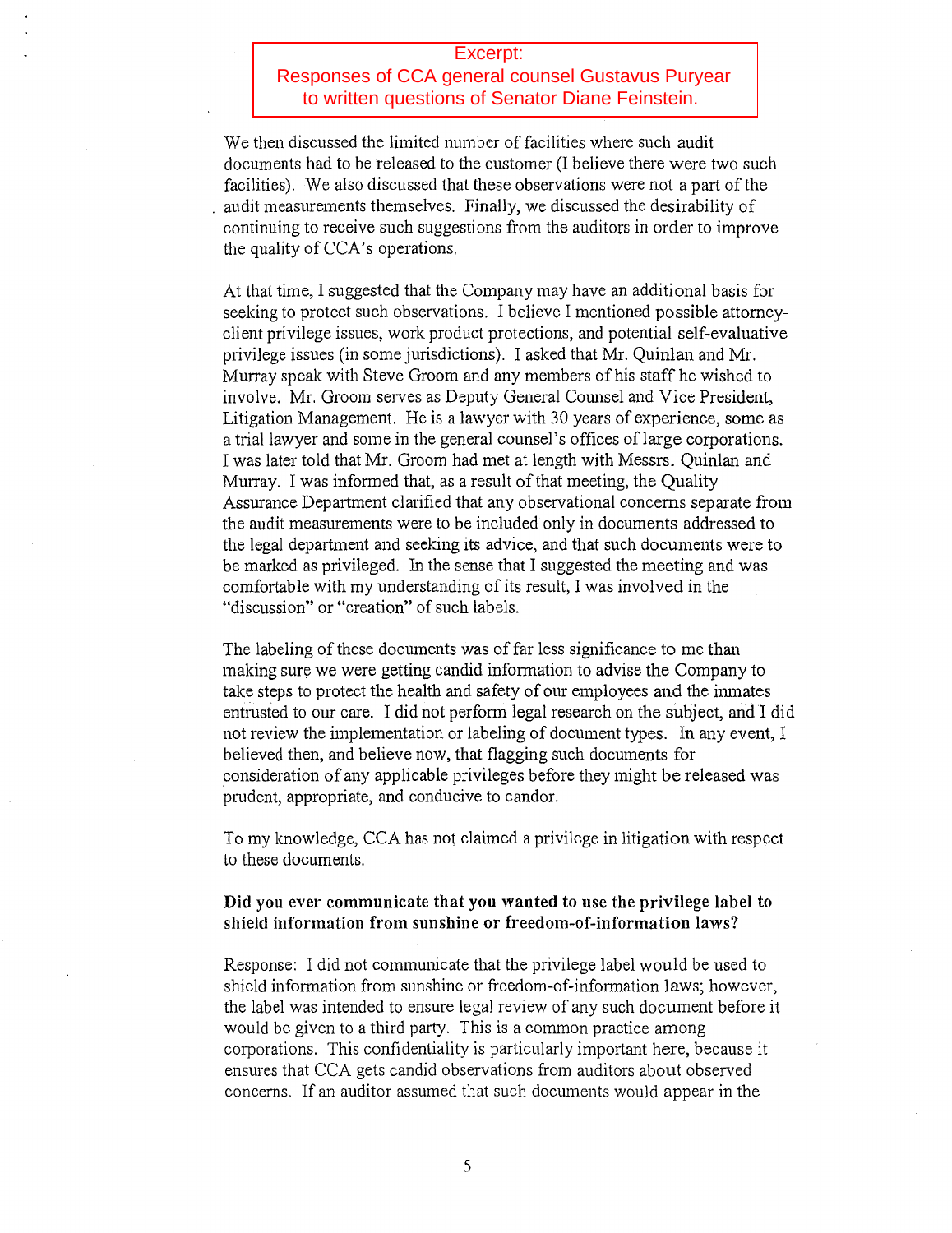Excerpt:
Responses of CCA general counsel Gustavus Puryear to written questions of Senator Diane Feinstein.

We then discussed the limited number of facilities where such audit documents had to be released to the customer (I believe there were two such facilities). We also discussed that these observations were not a part of the audit measurements themselves. Finally, we discussed the desirability of continuing to receive such suggestions from the auditors in order to improve the quality of CCA's operations.

At that time, I suggested that the Company may have an additional basis for seeking to protect such observations. I believe I mentioned possible attorney-client privilege issues, work product protections, and potential self-evaluative privilege issues (in some jurisdictions). I asked that Mr. Quinlan and Mr. Murray speak with Steve Groom and any members of his staff he wished to involve. Mr. Groom serves as Deputy General Counsel and Vice President, Litigation Management. He is a lawyer with 30 years of experience, some as a trial lawyer and some in the general counsel's offices of large corporations. I was later told that Mr. Groom had met at length with Messrs. Quinlan and Murray. I was informed that, as a result of that meeting, the Quality Assurance Department clarified that any observational concerns separate from the audit measurements were to be included only in documents addressed to the legal department and seeking its advice, and that such documents were to be marked as privileged. In the sense that I suggested the meeting and was comfortable with my understanding of its result, I was involved in the "discussion" or "creation" of such labels.

The labeling of these documents was of far less significance to me than making sure we were getting candid information to advise the Company to take steps to protect the health and safety of our employees and the inmates entrusted to our care. I did not perform legal research on the subject, and I did not review the implementation or labeling of document types. In any event, I believed then, and believe now, that flagging such documents for consideration of any applicable privileges before they might be released was prudent, appropriate, and conducive to candor.

To my knowledge, CCA has not claimed a privilege in litigation with respect to these documents.

**Did you ever communicate that you wanted to use the privilege label to shield information from sunshine or freedom-of-information laws?**

Response: I did not communicate that the privilege label would be used to shield information from sunshine or freedom-of-information laws; however, the label was intended to ensure legal review of any such document before it would be given to a third party. This is a common practice among corporations. This confidentiality is particularly important here, because it ensures that CCA gets candid observations from auditors about observed concerns. If an auditor assumed that such documents would appear in the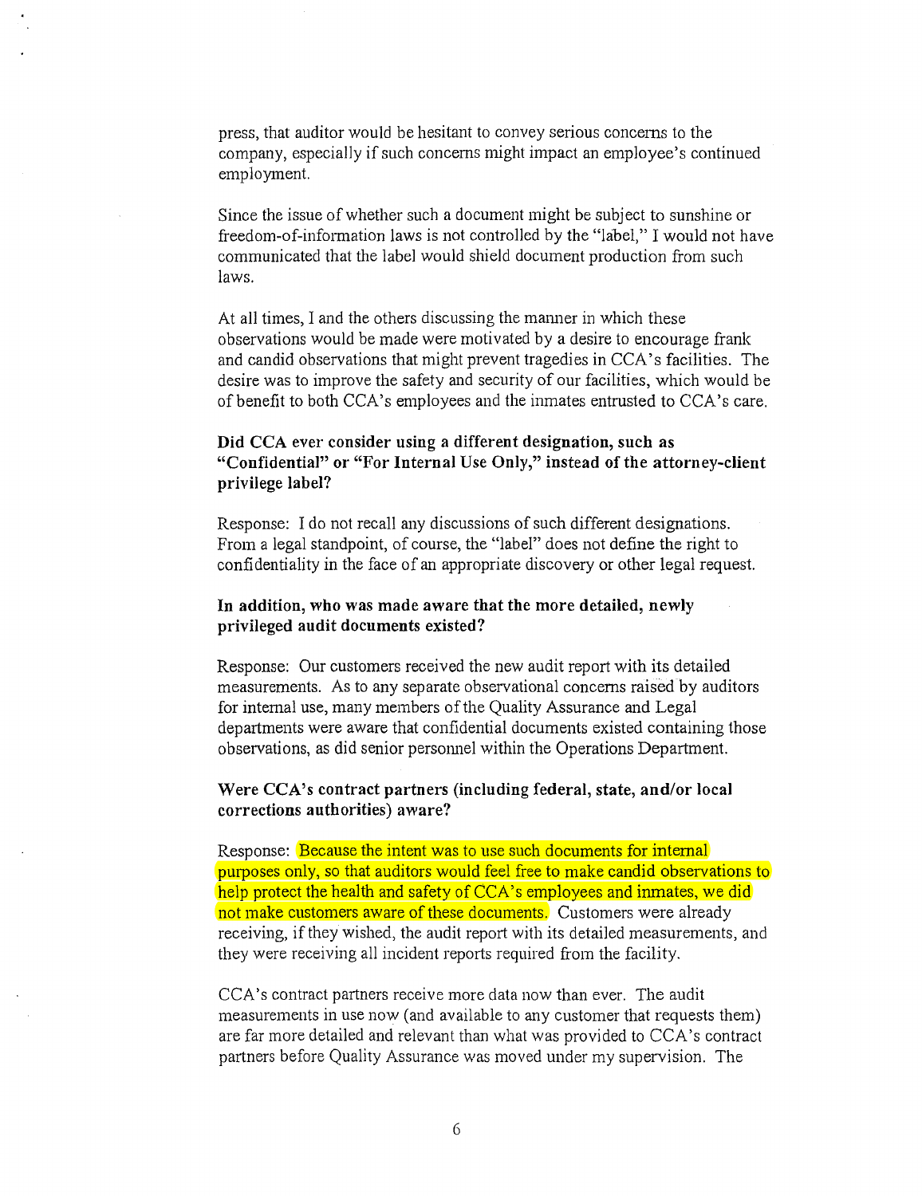press, that auditor would be hesitant to convey serious concerns to the company, especially if such concerns might impact an employee's continued employment.

Since the issue of whether such a document might be subject to sunshine or freedom-of-information laws is not controlled by the "label," I would not have communicated that the label would shield document production from such laws.

At all times, I and the others discussing the manner in which these observations would be made were motivated by a desire to encourage frank and candid observations that might prevent tragedies in CCA's facilities. The desire was to improve the safety and security of our facilities, which would be of benefit to both CCA's employees and the inmates entrusted to CCA's care.

**Did CCA ever consider using a different designation, such as "Confidential" or "For Internal Use Only," instead of the attorney-client privilege label?**

Response: I do not recall any discussions of such different designations. From a legal standpoint, of course, the "label" does not define the right to confidentiality in the face of an appropriate discovery or other legal request.

**In addition, who was made aware that the more detailed, newly privileged audit documents existed?**

Response: Our customers received the new audit report with its detailed measurements. As to any separate observational concerns raised by auditors for internal use, many members of the Quality Assurance and Legal departments were aware that confidential documents existed containing those observations, as did senior personnel within the Operations Department.

**Were CCA's contract partners (including federal, state, and/or local corrections authorities) aware?**

Response: Because the intent was to use such documents for internal purposes only, so that auditors would feel free to make candid observations to help protect the health and safety of CCA's employees and inmates, we did not make customers aware of these documents. Customers were already receiving, if they wished, the audit report with its detailed measurements, and they were receiving all incident reports required from the facility.

CCA's contract partners receive more data now than ever. The audit measurements in use now (and available to any customer that requests them) are far more detailed and relevant than what was provided to CCA's contract partners before Quality Assurance was moved under my supervision. The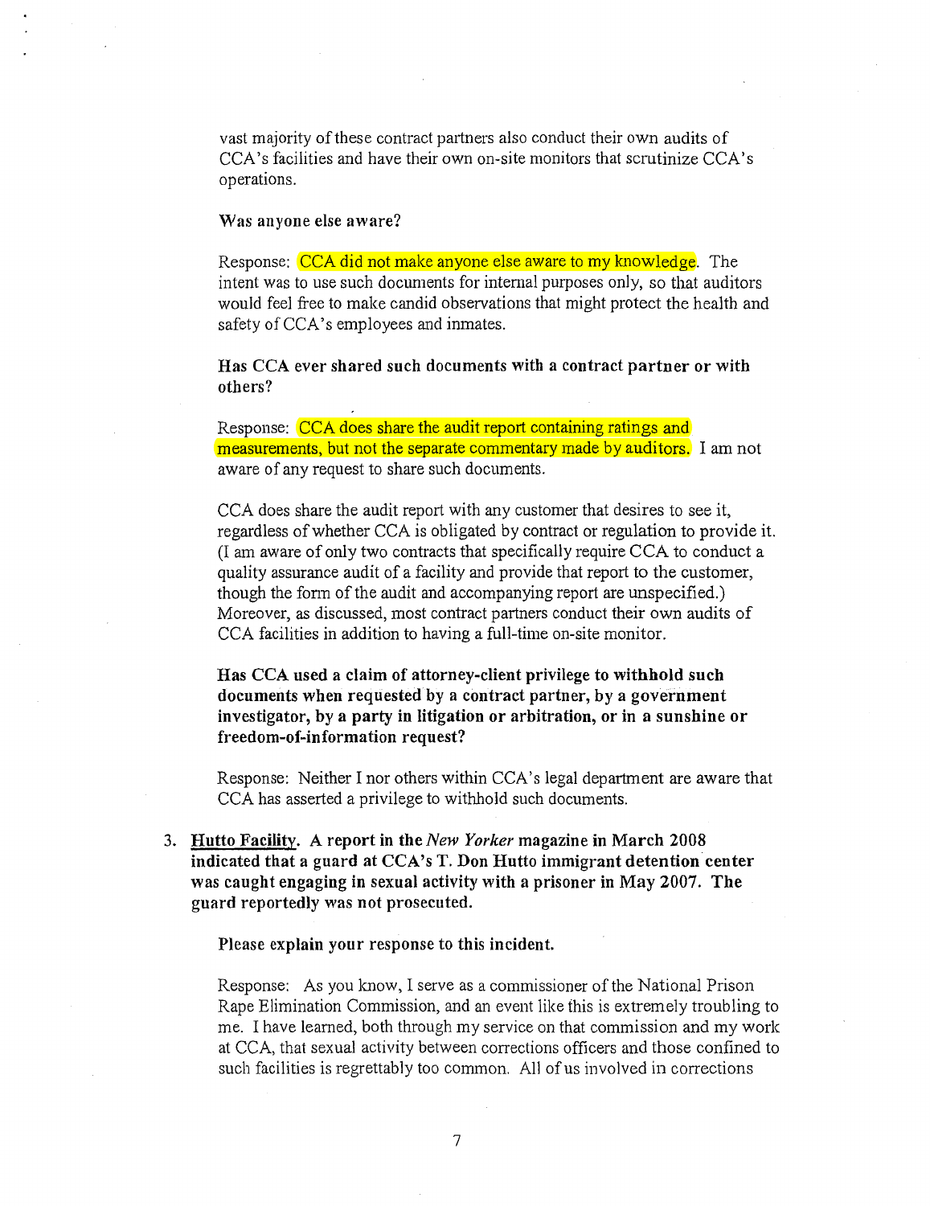vast majority of these contract partners also conduct their own audits of CCA's facilities and have their own on-site monitors that scrutinize CCA's operations.

**Was anyone else aware?**

Response: CCA did not make anyone else aware to my knowledge. The intent was to use such documents for internal purposes only, so that auditors would feel free to make candid observations that might protect the health and safety of CCA's employees and inmates.

**Has CCA ever shared such documents with a contract partner or with others?**

Response: CCA does share the audit report containing ratings and measurements, but not the separate commentary made by auditors. I am not aware of any request to share such documents.

CCA does share the audit report with any customer that desires to see it, regardless of whether CCA is obligated by contract or regulation to provide it. (I am aware of only two contracts that specifically require CCA to conduct a quality assurance audit of a facility and provide that report to the customer, though the form of the audit and accompanying report are unspecified.) Moreover, as discussed, most contract partners conduct their own audits of CCA facilities in addition to having a full-time on-site monitor.

**Has CCA used a claim of attorney-client privilege to withhold such documents when requested by a contract partner, by a government investigator, by a party in litigation or arbitration, or in a sunshine or freedom-of-information request?**

Response: Neither I nor others within CCA's legal department are aware that CCA has asserted a privilege to withhold such documents.

3. **<u>Hutto Facility</u>. A report in the *New Yorker* magazine in March 2008 indicated that a guard at CCA's T. Don Hutto immigrant detention center was caught engaging in sexual activity with a prisoner in May 2007. The guard reportedly was not prosecuted.**

   **Please explain your response to this incident.**

   Response: As you know, I serve as a commissioner of the National Prison Rape Elimination Commission, and an event like this is extremely troubling to me. I have learned, both through my service on that commission and my work at CCA, that sexual activity between corrections officers and those confined to such facilities is regrettably too common. All of us involved in corrections